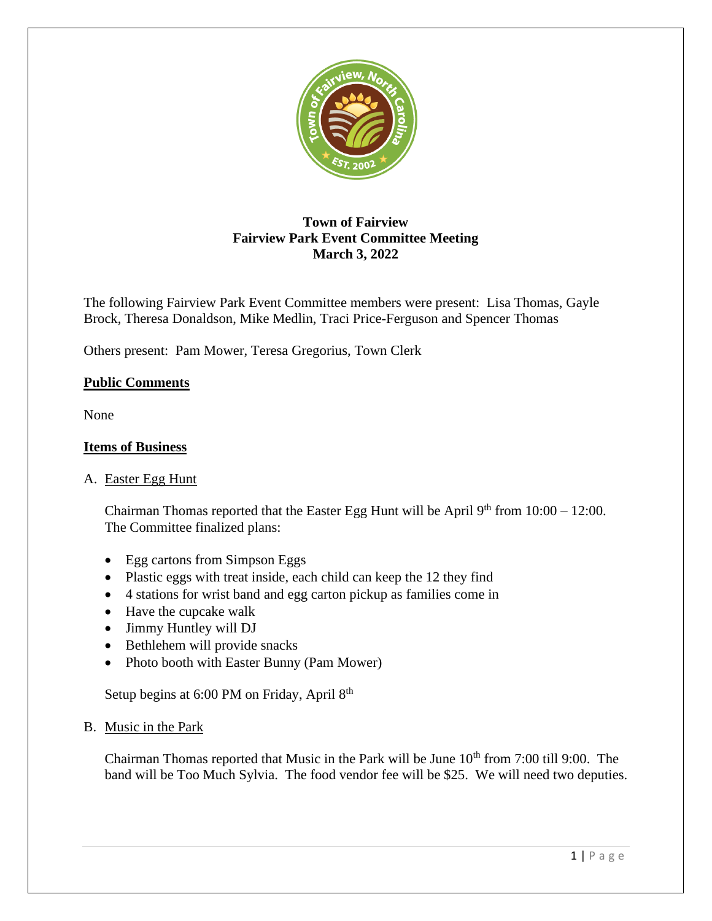**Town of Fairview**
**Fairview Park Event Committee Meeting**
**March 3, 2022**

The following Fairview Park Event Committee members were present: Lisa Thomas, Gayle Brock, Theresa Donaldson, Mike Medlin, Traci Price-Ferguson and Spencer Thomas

Others present: Pam Mower, Teresa Gregorius, Town Clerk

## Public Comments

None

## Items of Business

A. Easter Egg Hunt

Chairman Thomas reported that the Easter Egg Hunt will be April 9th from 10:00 – 12:00. The Committee finalized plans:

- Egg cartons from Simpson Eggs
- Plastic eggs with treat inside, each child can keep the 12 they find
- 4 stations for wrist band and egg carton pickup as families come in
- Have the cupcake walk
- Jimmy Huntley will DJ
- Bethlehem will provide snacks
- Photo booth with Easter Bunny (Pam Mower)

Setup begins at 6:00 PM on Friday, April 8th

B. Music in the Park

Chairman Thomas reported that Music in the Park will be June 10th from 7:00 till 9:00. The band will be Too Much Sylvia. The food vendor fee will be $25. We will need two deputies.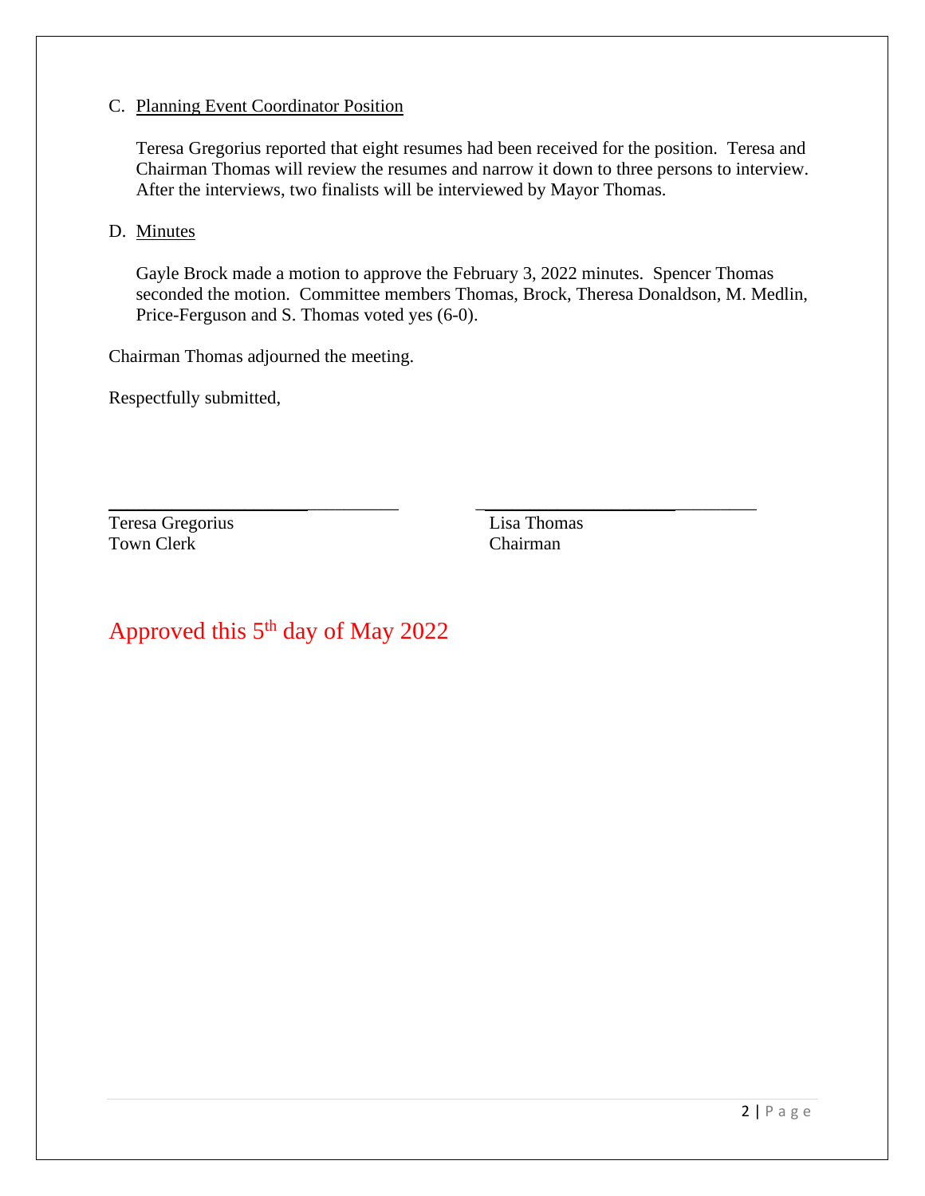C. Planning Event Coordinator Position

Teresa Gregorius reported that eight resumes had been received for the position. Teresa and Chairman Thomas will review the resumes and narrow it down to three persons to interview. After the interviews, two finalists will be interviewed by Mayor Thomas.

D. Minutes

Gayle Brock made a motion to approve the February 3, 2022 minutes. Spencer Thomas seconded the motion. Committee members Thomas, Brock, Theresa Donaldson, M. Medlin, Price-Ferguson and S. Thomas voted yes (6-0).

Chairman Thomas adjourned the meeting.

Respectfully submitted,

___________________________________ ___________________________________

Teresa Gregorius
Town Clerk

Lisa Thomas
Chairman

Approved this 5th day of May 2022